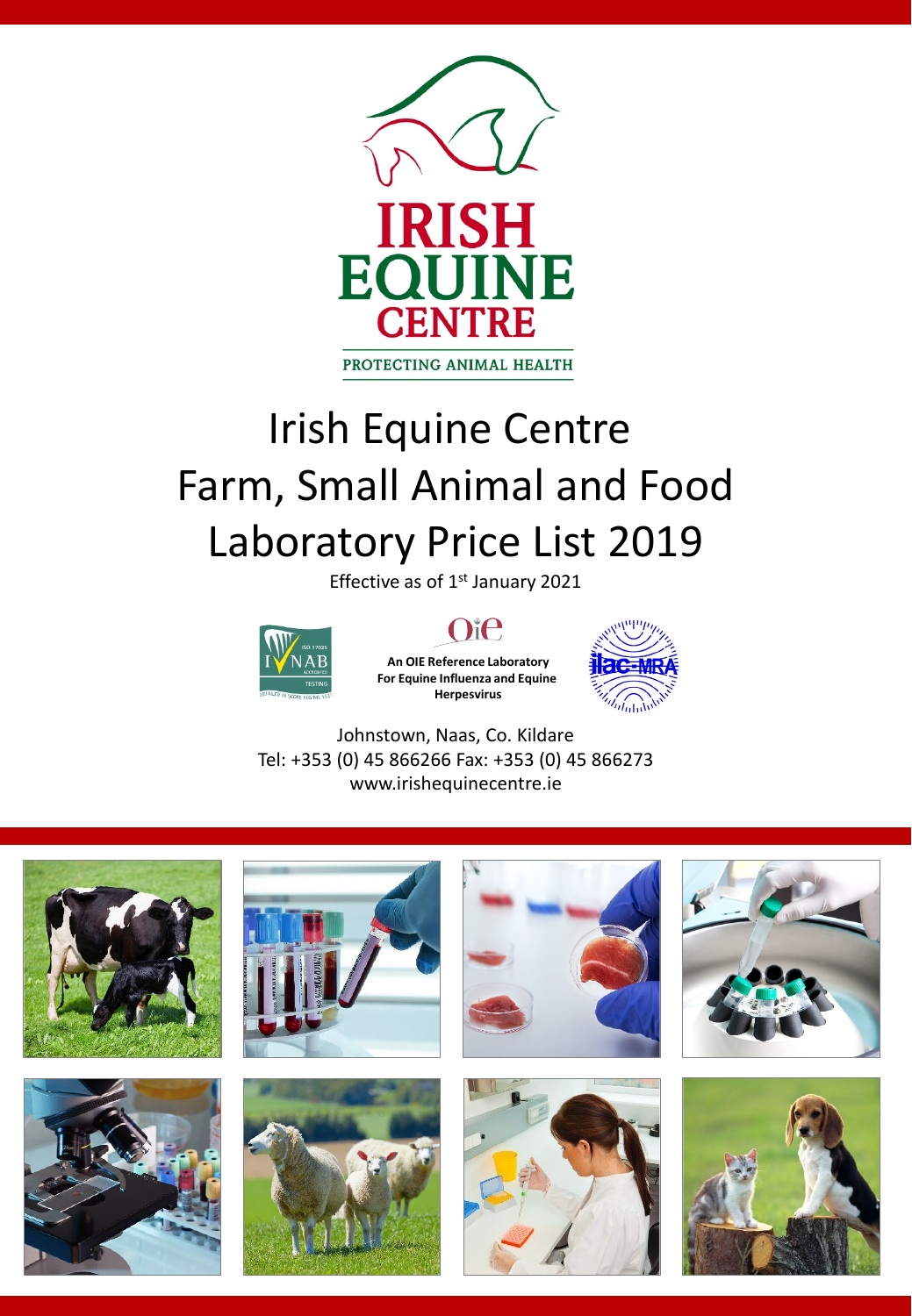IRISH EQUINE CENTRE

PROTECTING ANIMAL HEALTH

# Irish Equine Centre Farm, Small Animal and Food Laboratory Price List 2019

Effective as of 1st January 2021

An OIE Reference Laboratory For Equine Influenza and Equine Herpesvirus

Johnstown, Naas, Co. Kildare
Tel: +353 (0) 45 866266 Fax: +353 (0) 45 866273
www.irishequinecentre.ie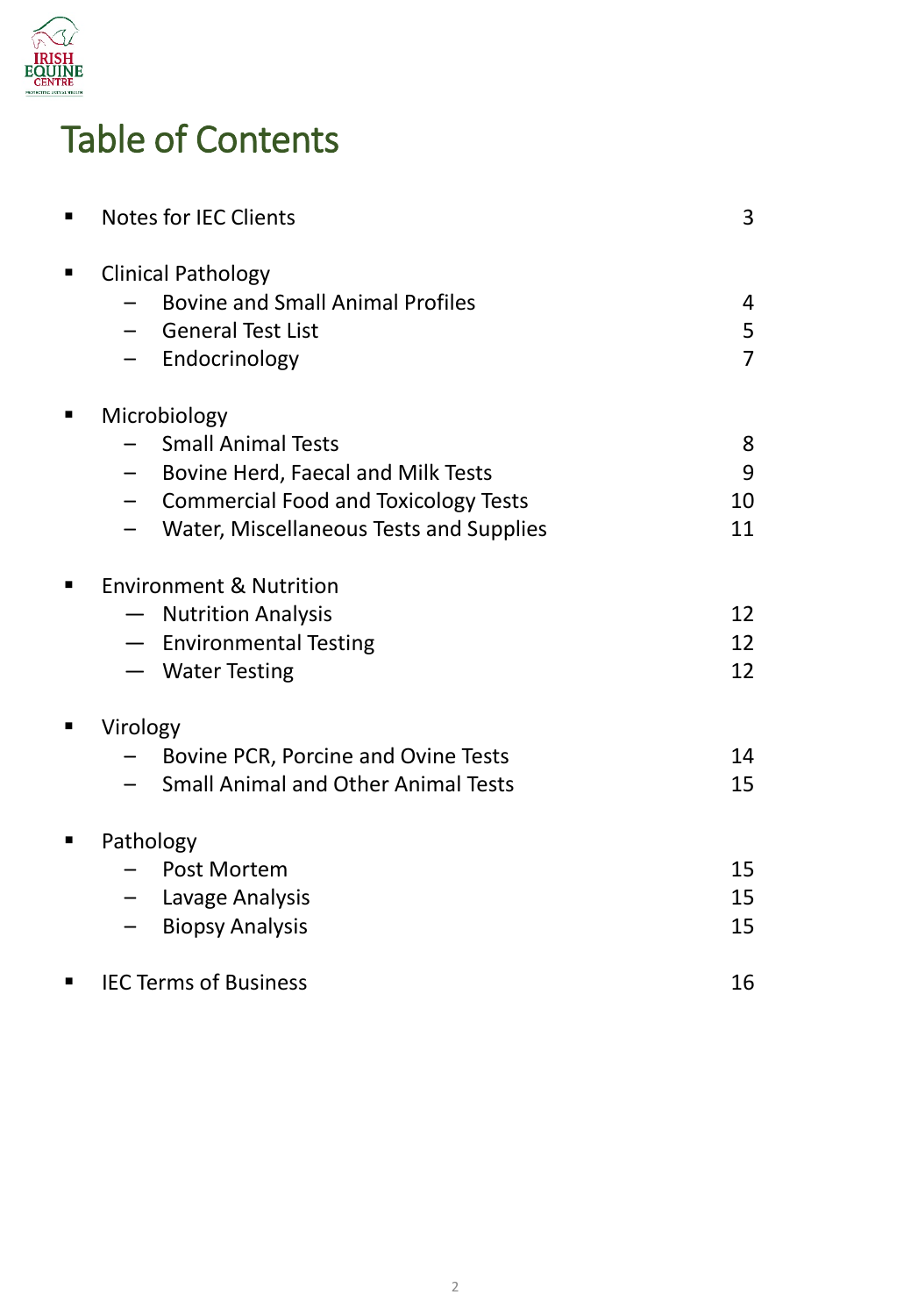# Table of Contents

| Section | Page |
| --- | --- |
| Notes for IEC Clients | 3 |
| **Clinical Pathology** | |
| – Bovine and Small Animal Profiles | 4 |
| – General Test List | 5 |
| – Endocrinology | 7 |
| **Microbiology** | |
| – Small Animal Tests | 8 |
| – Bovine Herd, Faecal and Milk Tests | 9 |
| – Commercial Food and Toxicology Tests | 10 |
| – Water, Miscellaneous Tests and Supplies | 11 |
| **Environment & Nutrition** | |
| — Nutrition Analysis | 12 |
| — Environmental Testing | 12 |
| — Water Testing | 12 |
| **Virology** | |
| – Bovine PCR, Porcine and Ovine Tests | 14 |
| – Small Animal and Other Animal Tests | 15 |
| **Pathology** | |
| – Post Mortem | 15 |
| – Lavage Analysis | 15 |
| – Biopsy Analysis | 15 |
| IEC Terms of Business | 16 |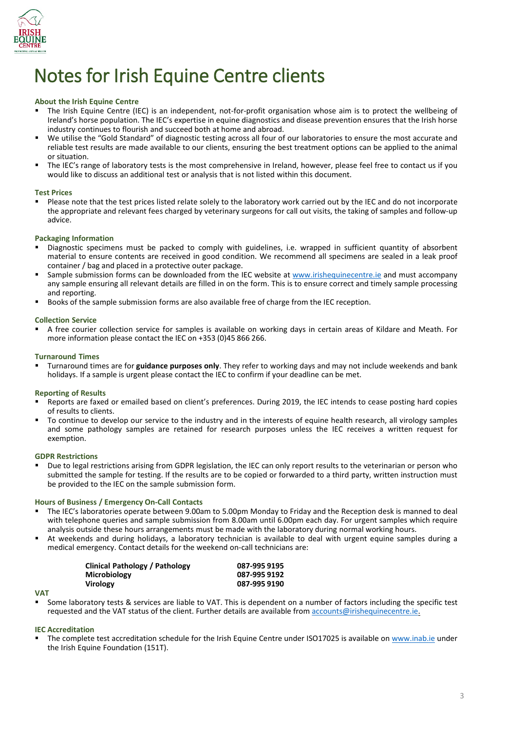# Notes for Irish Equine Centre clients

### About the Irish Equine Centre

- The Irish Equine Centre (IEC) is an independent, not-for-profit organisation whose aim is to protect the wellbeing of Ireland's horse population. The IEC's expertise in equine diagnostics and disease prevention ensures that the Irish horse industry continues to flourish and succeed both at home and abroad.
- We utilise the "Gold Standard" of diagnostic testing across all four of our laboratories to ensure the most accurate and reliable test results are made available to our clients, ensuring the best treatment options can be applied to the animal or situation.
- The IEC's range of laboratory tests is the most comprehensive in Ireland, however, please feel free to contact us if you would like to discuss an additional test or analysis that is not listed within this document.

### Test Prices

- Please note that the test prices listed relate solely to the laboratory work carried out by the IEC and do not incorporate the appropriate and relevant fees charged by veterinary surgeons for call out visits, the taking of samples and follow-up advice.

### Packaging Information

- Diagnostic specimens must be packed to comply with guidelines, i.e. wrapped in sufficient quantity of absorbent material to ensure contents are received in good condition. We recommend all specimens are sealed in a leak proof container / bag and placed in a protective outer package.
- Sample submission forms can be downloaded from the IEC website at www.irishequinecentre.ie and must accompany any sample ensuring all relevant details are filled in on the form. This is to ensure correct and timely sample processing and reporting.
- Books of the sample submission forms are also available free of charge from the IEC reception.

### Collection Service

- A free courier collection service for samples is available on working days in certain areas of Kildare and Meath. For more information please contact the IEC on +353 (0)45 866 266.

### Turnaround Times

- Turnaround times are for **guidance purposes only**. They refer to working days and may not include weekends and bank holidays. If a sample is urgent please contact the IEC to confirm if your deadline can be met.

### Reporting of Results

- Reports are faxed or emailed based on client's preferences. During 2019, the IEC intends to cease posting hard copies of results to clients.
- To continue to develop our service to the industry and in the interests of equine health research, all virology samples and some pathology samples are retained for research purposes unless the IEC receives a written request for exemption.

### GDPR Restrictions

- Due to legal restrictions arising from GDPR legislation, the IEC can only report results to the veterinarian or person who submitted the sample for testing. If the results are to be copied or forwarded to a third party, written instruction must be provided to the IEC on the sample submission form.

### Hours of Business / Emergency On-Call Contacts

- The IEC's laboratories operate between 9.00am to 5.00pm Monday to Friday and the Reception desk is manned to deal with telephone queries and sample submission from 8.00am until 6.00pm each day. For urgent samples which require analysis outside these hours arrangements must be made with the laboratory during normal working hours.
- At weekends and during holidays, a laboratory technician is available to deal with urgent equine samples during a medical emergency. Contact details for the weekend on-call technicians are:

| | |
|---|---|
| **Clinical Pathology / Pathology** | **087-995 9195** |
| **Microbiology** | **087-995 9192** |
| **Virology** | **087-995 9190** |

### VAT

- Some laboratory tests & services are liable to VAT. This is dependent on a number of factors including the specific test requested and the VAT status of the client. Further details are available from accounts@irishequinecentre.ie.

### IEC Accreditation

- The complete test accreditation schedule for the Irish Equine Centre under ISO17025 is available on www.inab.ie under the Irish Equine Foundation (151T).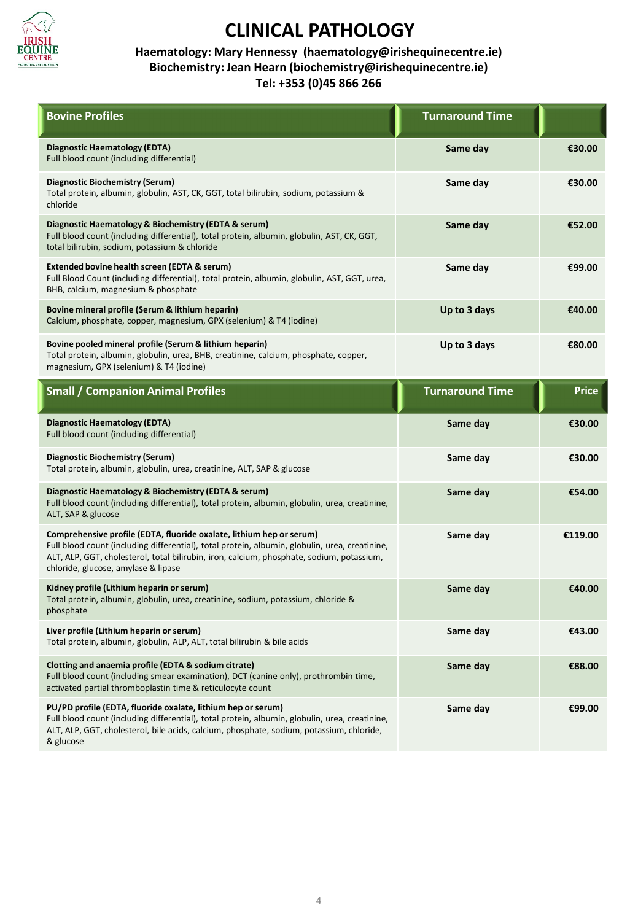# CLINICAL PATHOLOGY

**Haematology: Mary Hennessy (haematology@irishequinecentre.ie)**
**Biochemistry: Jean Hearn (biochemistry@irishequinecentre.ie)**
**Tel: +353 (0)45 866 266**

| Bovine Profiles | Turnaround Time | |
|---|---|---|
| **Diagnostic Haematology (EDTA)**<br>Full blood count (including differential) | **Same day** | **€30.00** |
| **Diagnostic Biochemistry (Serum)**<br>Total protein, albumin, globulin, AST, CK, GGT, total bilirubin, sodium, potassium & chloride | **Same day** | **€30.00** |
| **Diagnostic Haematology & Biochemistry (EDTA & serum)**<br>Full blood count (including differential), total protein, albumin, globulin, AST, CK, GGT, total bilirubin, sodium, potassium & chloride | **Same day** | **€52.00** |
| **Extended bovine health screen (EDTA & serum)**<br>Full Blood Count (including differential), total protein, albumin, globulin, AST, GGT, urea, BHB, calcium, magnesium & phosphate | **Same day** | **€99.00** |
| **Bovine mineral profile (Serum & lithium heparin)**<br>Calcium, phosphate, copper, magnesium, GPX (selenium) & T4 (iodine) | **Up to 3 days** | **€40.00** |
| **Bovine pooled mineral profile (Serum & lithium heparin)**<br>Total protein, albumin, globulin, urea, BHB, creatinine, calcium, phosphate, copper, magnesium, GPX (selenium) & T4 (iodine) | **Up to 3 days** | **€80.00** |

| Small / Companion Animal Profiles | Turnaround Time | Price |
|---|---|---|
| **Diagnostic Haematology (EDTA)**<br>Full blood count (including differential) | **Same day** | **€30.00** |
| **Diagnostic Biochemistry (Serum)**<br>Total protein, albumin, globulin, urea, creatinine, ALT, SAP & glucose | **Same day** | **€30.00** |
| **Diagnostic Haematology & Biochemistry (EDTA & serum)**<br>Full blood count (including differential), total protein, albumin, globulin, urea, creatinine, ALT, SAP & glucose | **Same day** | **€54.00** |
| **Comprehensive profile (EDTA, fluoride oxalate, lithium hep or serum)**<br>Full blood count (including differential), total protein, albumin, globulin, urea, creatinine, ALT, ALP, GGT, cholesterol, total bilirubin, iron, calcium, phosphate, sodium, potassium, chloride, glucose, amylase & lipase | **Same day** | **€119.00** |
| **Kidney profile (Lithium heparin or serum)**<br>Total protein, albumin, globulin, urea, creatinine, sodium, potassium, chloride & phosphate | **Same day** | **€40.00** |
| **Liver profile (Lithium heparin or serum)**<br>Total protein, albumin, globulin, ALP, ALT, total bilirubin & bile acids | **Same day** | **€43.00** |
| **Clotting and anaemia profile (EDTA & sodium citrate)**<br>Full blood count (including smear examination), DCT (canine only), prothrombin time, activated partial thromboplastin time & reticulocyte count | **Same day** | **€88.00** |
| **PU/PD profile (EDTA, fluoride oxalate, lithium hep or serum)**<br>Full blood count (including differential), total protein, albumin, globulin, urea, creatinine, ALT, ALP, GGT, cholesterol, bile acids, calcium, phosphate, sodium, potassium, chloride, & glucose | **Same day** | **€99.00** |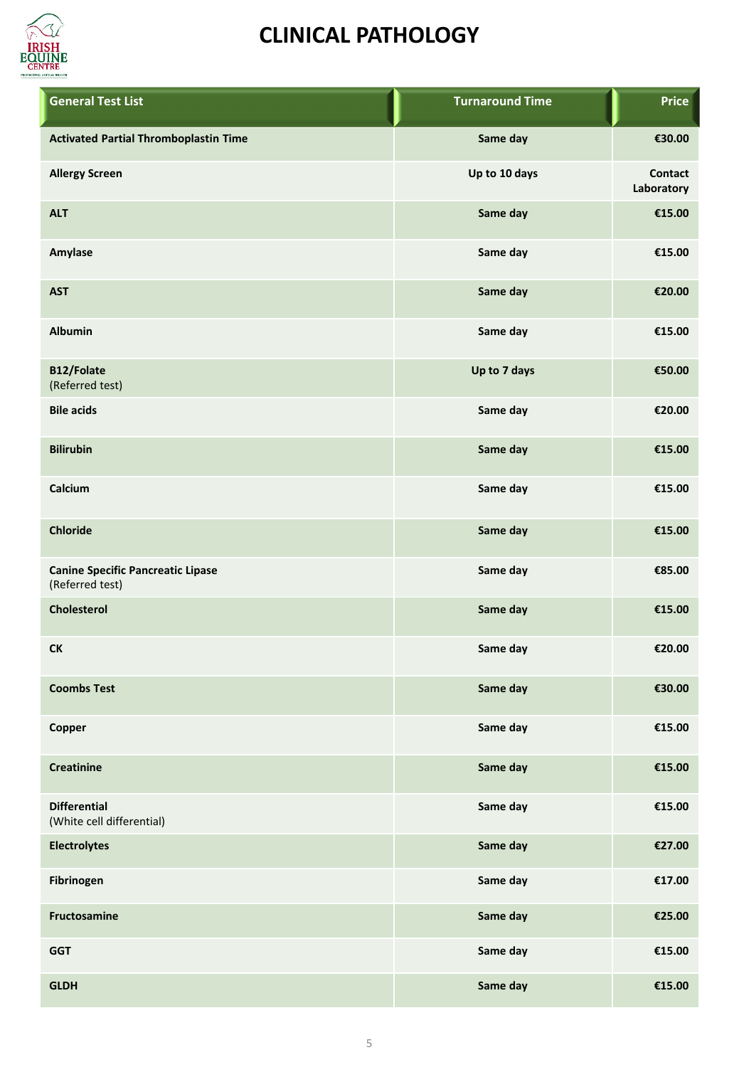# CLINICAL PATHOLOGY

| General Test List | Turnaround Time | Price |
|---|---|---|
| **Activated Partial Thromboplastin Time** | Same day | €30.00 |
| **Allergy Screen** | Up to 10 days | Contact Laboratory |
| **ALT** | Same day | €15.00 |
| **Amylase** | Same day | €15.00 |
| **AST** | Same day | €20.00 |
| **Albumin** | Same day | €15.00 |
| **B12/Folate** (Referred test) | Up to 7 days | €50.00 |
| **Bile acids** | Same day | €20.00 |
| **Bilirubin** | Same day | €15.00 |
| **Calcium** | Same day | €15.00 |
| **Chloride** | Same day | €15.00 |
| **Canine Specific Pancreatic Lipase** (Referred test) | Same day | €85.00 |
| **Cholesterol** | Same day | €15.00 |
| **CK** | Same day | €20.00 |
| **Coombs Test** | Same day | €30.00 |
| **Copper** | Same day | €15.00 |
| **Creatinine** | Same day | €15.00 |
| **Differential** (White cell differential) | Same day | €15.00 |
| **Electrolytes** | Same day | €27.00 |
| **Fibrinogen** | Same day | €17.00 |
| **Fructosamine** | Same day | €25.00 |
| **GGT** | Same day | €15.00 |
| **GLDH** | Same day | €15.00 |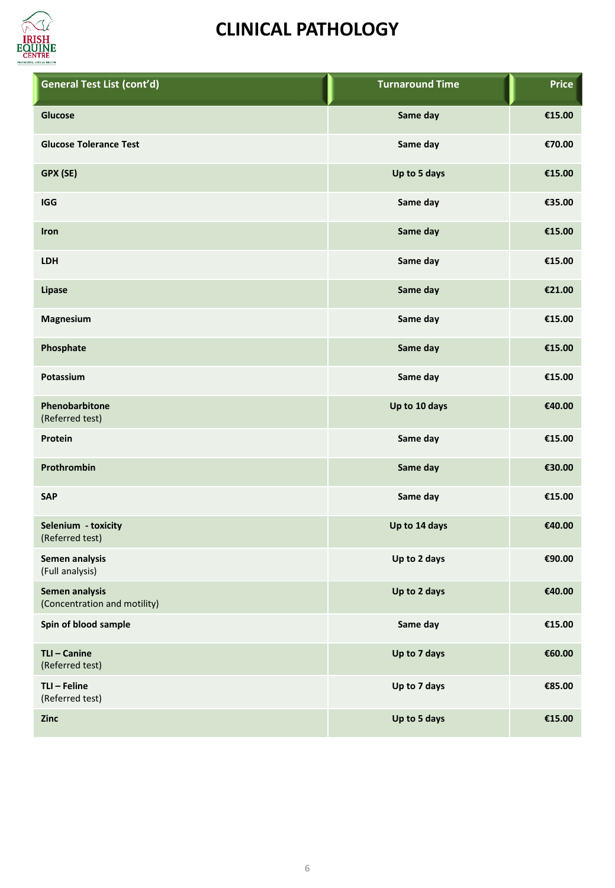# CLINICAL PATHOLOGY

| General Test List (cont'd) | Turnaround Time | Price |
|---|---|---|
| **Glucose** | Same day | €15.00 |
| **Glucose Tolerance Test** | Same day | €70.00 |
| **GPX (SE)** | Up to 5 days | €15.00 |
| **IGG** | Same day | €35.00 |
| **Iron** | Same day | €15.00 |
| **LDH** | Same day | €15.00 |
| **Lipase** | Same day | €21.00 |
| **Magnesium** | Same day | €15.00 |
| **Phosphate** | Same day | €15.00 |
| **Potassium** | Same day | €15.00 |
| **Phenobarbitone** (Referred test) | Up to 10 days | €40.00 |
| **Protein** | Same day | €15.00 |
| **Prothrombin** | Same day | €30.00 |
| **SAP** | Same day | €15.00 |
| **Selenium - toxicity** (Referred test) | Up to 14 days | €40.00 |
| **Semen analysis** (Full analysis) | Up to 2 days | €90.00 |
| **Semen analysis** (Concentration and motility) | Up to 2 days | €40.00 |
| **Spin of blood sample** | Same day | €15.00 |
| **TLI – Canine** (Referred test) | Up to 7 days | €60.00 |
| **TLI – Feline** (Referred test) | Up to 7 days | €85.00 |
| **Zinc** | Up to 5 days | €15.00 |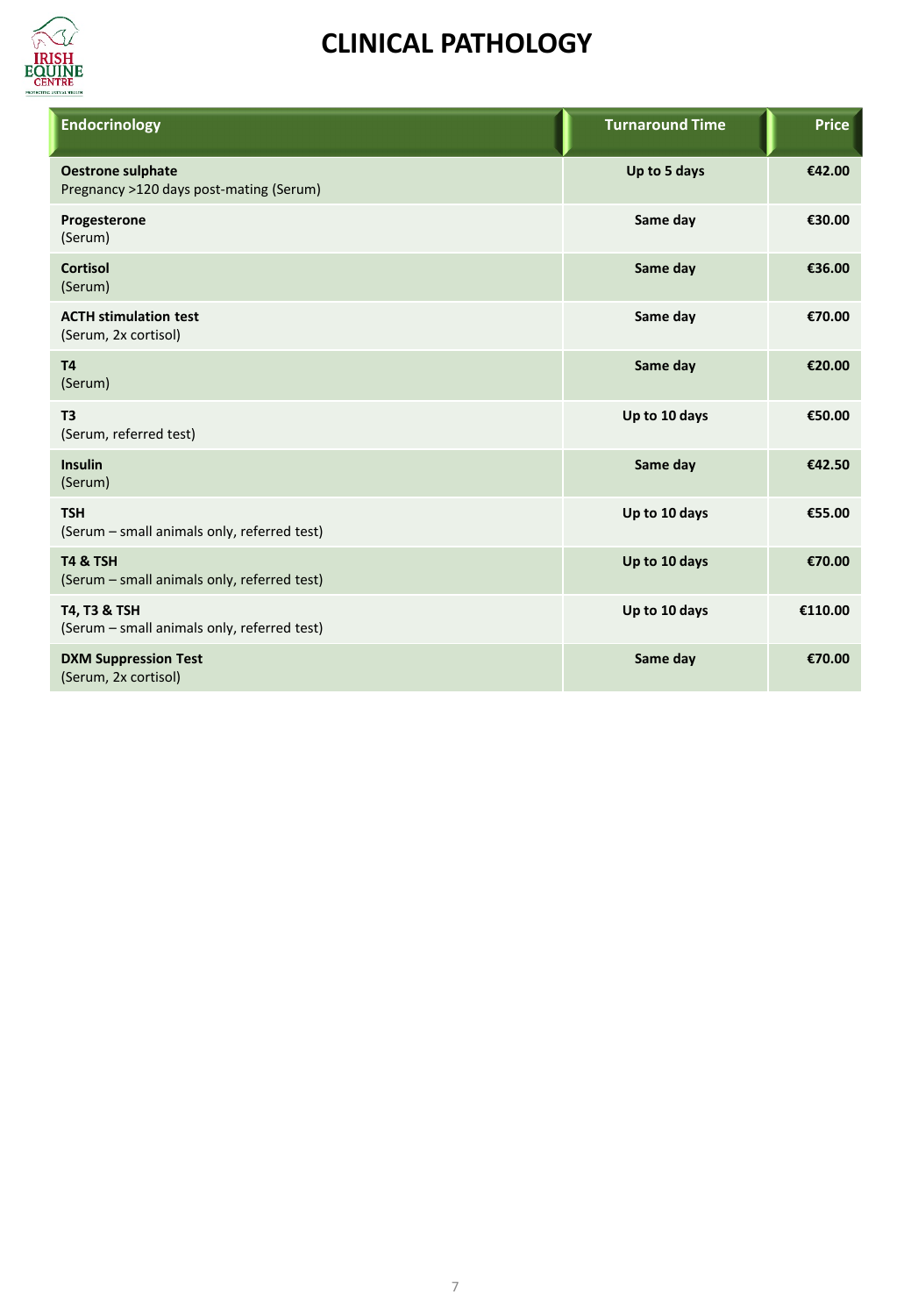# CLINICAL PATHOLOGY

| Endocrinology | Turnaround Time | Price |
|---|---|---|
| **Oestrone sulphate**<br>Pregnancy >120 days post-mating (Serum) | **Up to 5 days** | **€42.00** |
| **Progesterone**<br>(Serum) | **Same day** | **€30.00** |
| **Cortisol**<br>(Serum) | **Same day** | **€36.00** |
| **ACTH stimulation test**<br>(Serum, 2x cortisol) | **Same day** | **€70.00** |
| **T4**<br>(Serum) | **Same day** | **€20.00** |
| **T3**<br>(Serum, referred test) | **Up to 10 days** | **€50.00** |
| **Insulin**<br>(Serum) | **Same day** | **€42.50** |
| **TSH**<br>(Serum – small animals only, referred test) | **Up to 10 days** | **€55.00** |
| **T4 & TSH**<br>(Serum – small animals only, referred test) | **Up to 10 days** | **€70.00** |
| **T4, T3 & TSH**<br>(Serum – small animals only, referred test) | **Up to 10 days** | **€110.00** |
| **DXM Suppression Test**<br>(Serum, 2x cortisol) | **Same day** | **€70.00** |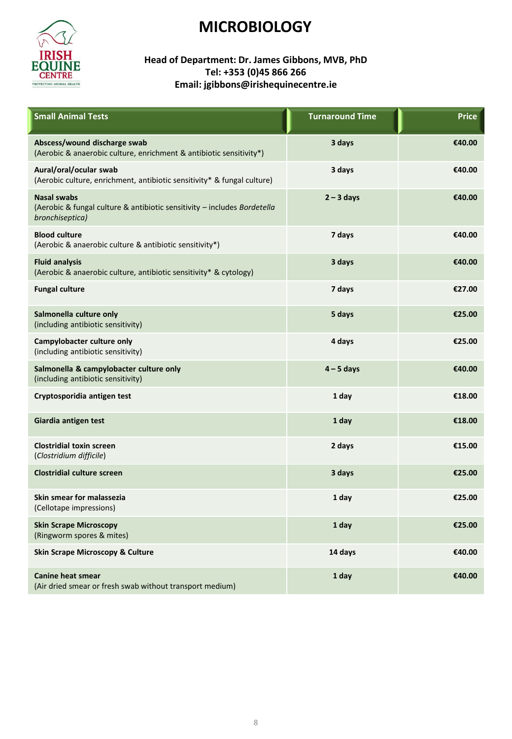# MICROBIOLOGY

**Head of Department: Dr. James Gibbons, MVB, PhD**
**Tel: +353 (0)45 866 266**
**Email: jgibbons@irishequinecentre.ie**

| Small Animal Tests | Turnaround Time | Price |
|---|---|---|
| **Abscess/wound discharge swab**<br>(Aerobic & anaerobic culture, enrichment & antibiotic sensitivity*) | **3 days** | **€40.00** |
| **Aural/oral/ocular swab**<br>(Aerobic culture, enrichment, antibiotic sensitivity* & fungal culture) | **3 days** | **€40.00** |
| **Nasal swabs**<br>(Aerobic & fungal culture & antibiotic sensitivity – includes *Bordetella bronchiseptica)* | **2 – 3 days** | **€40.00** |
| **Blood culture**<br>(Aerobic & anaerobic culture & antibiotic sensitivity*) | **7 days** | **€40.00** |
| **Fluid analysis**<br>(Aerobic & anaerobic culture, antibiotic sensitivity* & cytology) | **3 days** | **€40.00** |
| **Fungal culture** | **7 days** | **€27.00** |
| **Salmonella culture only**<br>(including antibiotic sensitivity) | **5 days** | **€25.00** |
| **Campylobacter culture only**<br>(including antibiotic sensitivity) | **4 days** | **€25.00** |
| **Salmonella & campylobacter culture only**<br>(including antibiotic sensitivity) | **4 – 5 days** | **€40.00** |
| **Cryptosporidia antigen test** | **1 day** | **€18.00** |
| **Giardia antigen test** | **1 day** | **€18.00** |
| **Clostridial toxin screen**<br>(*Clostridium difficile*) | **2 days** | **€15.00** |
| **Clostridial culture screen** | **3 days** | **€25.00** |
| **Skin smear for malassezia**<br>(Cellotape impressions) | **1 day** | **€25.00** |
| **Skin Scrape Microscopy**<br>(Ringworm spores & mites) | **1 day** | **€25.00** |
| **Skin Scrape Microscopy & Culture** | **14 days** | **€40.00** |
| **Canine heat smear**<br>(Air dried smear or fresh swab without transport medium) | **1 day** | **€40.00** |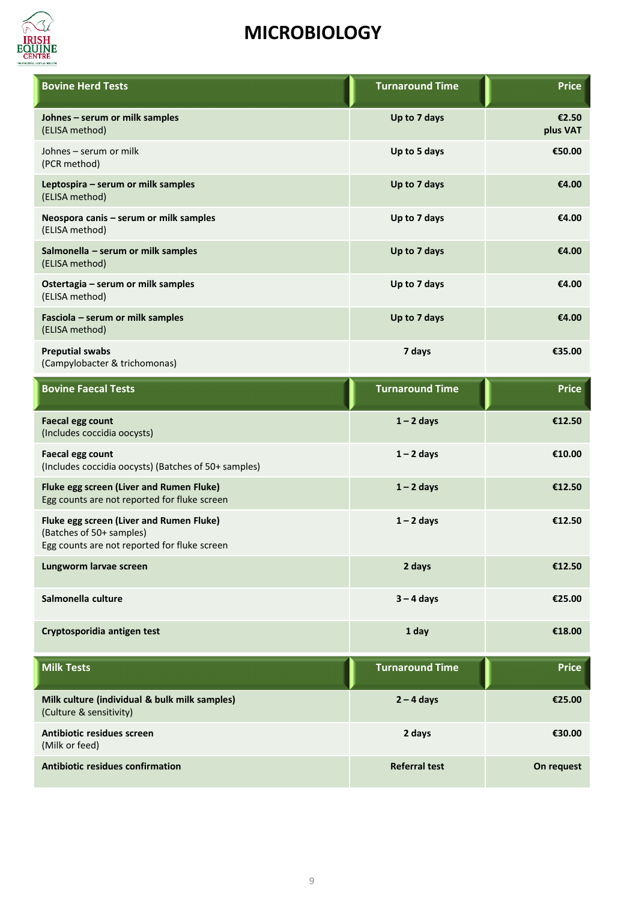# MICROBIOLOGY

| Bovine Herd Tests | Turnaround Time | Price |
|---|---|---|
| **Johnes – serum or milk samples** (ELISA method) | **Up to 7 days** | **€2.50 plus VAT** |
| Johnes – serum or milk (PCR method) | **Up to 5 days** | **€50.00** |
| **Leptospira – serum or milk samples** (ELISA method) | **Up to 7 days** | **€4.00** |
| **Neospora canis – serum or milk samples** (ELISA method) | **Up to 7 days** | **€4.00** |
| **Salmonella – serum or milk samples** (ELISA method) | **Up to 7 days** | **€4.00** |
| **Ostertagia – serum or milk samples** (ELISA method) | **Up to 7 days** | **€4.00** |
| **Fasciola – serum or milk samples** (ELISA method) | **Up to 7 days** | **€4.00** |
| **Preputial swabs** (Campylobacter & trichomonas) | **7 days** | **€35.00** |

| Bovine Faecal Tests | Turnaround Time | Price |
|---|---|---|
| **Faecal egg count** (Includes coccidia oocysts) | **1 – 2 days** | **€12.50** |
| **Faecal egg count** (Includes coccidia oocysts) (Batches of 50+ samples) | **1 – 2 days** | **€10.00** |
| **Fluke egg screen (Liver and Rumen Fluke)** Egg counts are not reported for fluke screen | **1 – 2 days** | **€12.50** |
| **Fluke egg screen (Liver and Rumen Fluke)** (Batches of 50+ samples) Egg counts are not reported for fluke screen | **1 – 2 days** | **€12.50** |
| **Lungworm larvae screen** | **2 days** | **€12.50** |
| **Salmonella culture** | **3 – 4 days** | **€25.00** |
| **Cryptosporidia antigen test** | **1 day** | **€18.00** |

| Milk Tests | Turnaround Time | Price |
|---|---|---|
| **Milk culture (individual & bulk milk samples)** (Culture & sensitivity) | **2 – 4 days** | **€25.00** |
| **Antibiotic residues screen** (Milk or feed) | **2 days** | **€30.00** |
| **Antibiotic residues confirmation** | **Referral test** | **On request** |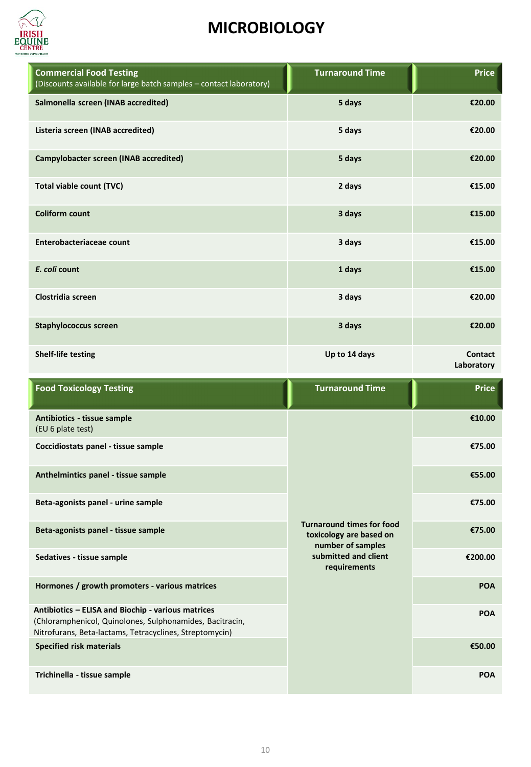# MICROBIOLOGY

| Commercial Food Testing (Discounts available for large batch samples – contact laboratory) | Turnaround Time | Price |
|---|---|---|
| **Salmonella screen (INAB accredited)** | **5 days** | **€20.00** |
| **Listeria screen (INAB accredited)** | **5 days** | **€20.00** |
| **Campylobacter screen (INAB accredited)** | **5 days** | **€20.00** |
| **Total viable count (TVC)** | **2 days** | **€15.00** |
| **Coliform count** | **3 days** | **€15.00** |
| **Enterobacteriaceae count** | **3 days** | **€15.00** |
| ***E. coli* count** | **1 days** | **€15.00** |
| **Clostridia screen** | **3 days** | **€20.00** |
| **Staphylococcus screen** | **3 days** | **€20.00** |
| **Shelf-life testing** | **Up to 14 days** | **Contact Laboratory** |

| Food Toxicology Testing | Turnaround Time | Price |
|---|---|---|
| **Antibiotics - tissue sample** (EU 6 plate test) | **Turnaround times for food toxicology are based on number of samples submitted and client requirements** | **€10.00** |
| **Coccidiostats panel - tissue sample** | | **€75.00** |
| **Anthelmintics panel - tissue sample** | | **€55.00** |
| **Beta-agonists panel - urine sample** | | **€75.00** |
| **Beta-agonists panel - tissue sample** | | **€75.00** |
| **Sedatives - tissue sample** | | **€200.00** |
| **Hormones / growth promoters - various matrices** | | **POA** |
| **Antibiotics – ELISA and Biochip - various matrices** (Chloramphenicol, Quinolones, Sulphonamides, Bacitracin, Nitrofurans, Beta-lactams, Tetracyclines, Streptomycin) | | **POA** |
| **Specified risk materials** | | **€50.00** |
| **Trichinella - tissue sample** | | **POA** |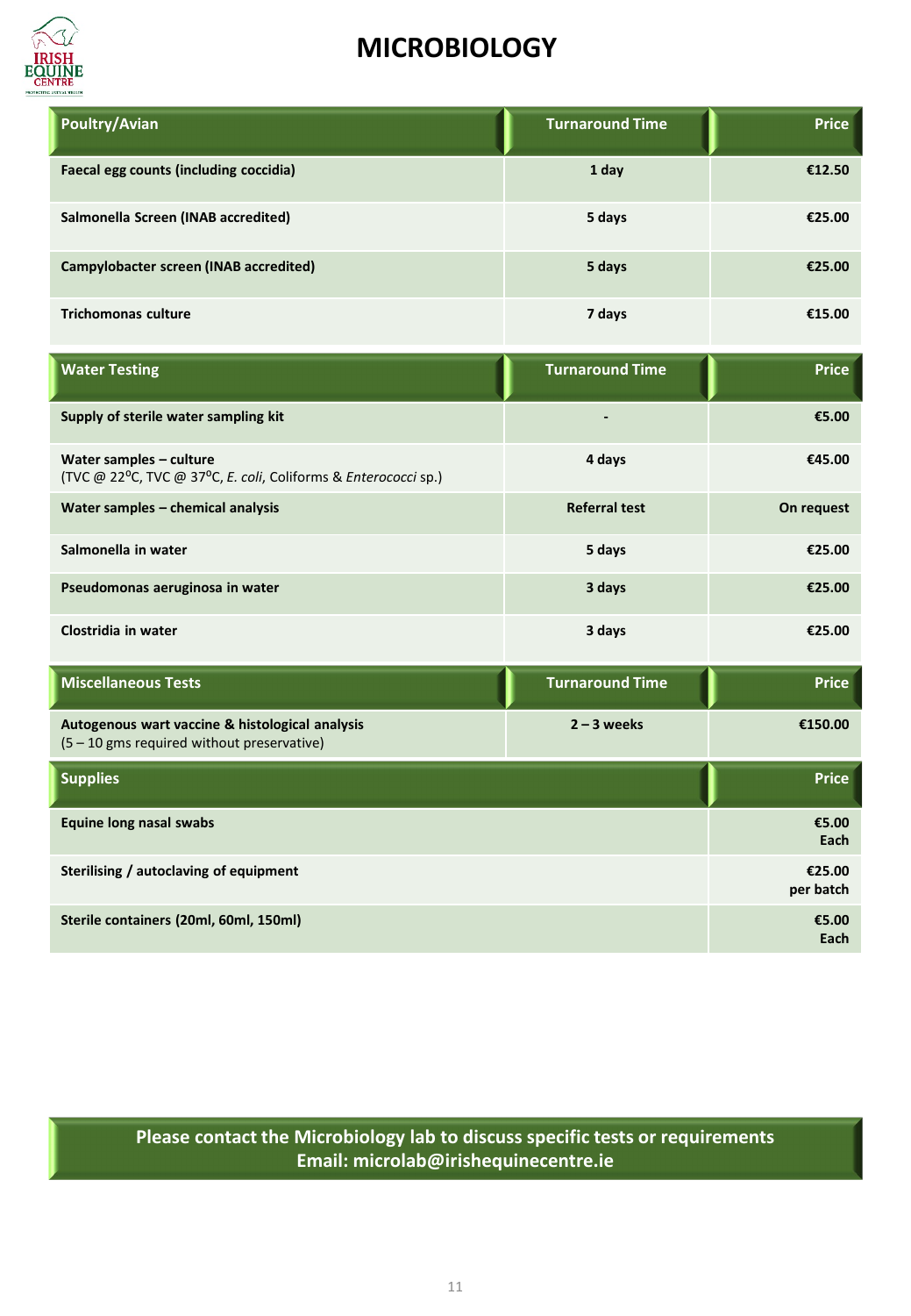# MICROBIOLOGY

| Poultry/Avian | Turnaround Time | Price |
|---|---|---|
| Faecal egg counts (including coccidia) | 1 day | €12.50 |
| Salmonella Screen (INAB accredited) | 5 days | €25.00 |
| Campylobacter screen (INAB accredited) | 5 days | €25.00 |
| Trichomonas culture | 7 days | €15.00 |

| Water Testing | Turnaround Time | Price |
|---|---|---|
| Supply of sterile water sampling kit | - | €5.00 |
| Water samples – culture (TVC @ 22$^{o}$C, TVC @ 37$^{o}$C, *E. coli*, Coliforms & *Enterococci* sp.) | 4 days | €45.00 |
| Water samples – chemical analysis | Referral test | On request |
| Salmonella in water | 5 days | €25.00 |
| Pseudomonas aeruginosa in water | 3 days | €25.00 |
| Clostridia in water | 3 days | €25.00 |

| Miscellaneous Tests | Turnaround Time | Price |
|---|---|---|
| Autogenous wart vaccine & histological analysis (5 – 10 gms required without preservative) | 2 – 3 weeks | €150.00 |

| Supplies | Price |
|---|---|
| Equine long nasal swabs | €5.00 Each |
| Sterilising / autoclaving of equipment | €25.00 per batch |
| Sterile containers (20ml, 60ml, 150ml) | €5.00 Each |

**Please contact the Microbiology lab to discuss specific tests or requirements**
**Email: microlab@irishequinecentre.ie**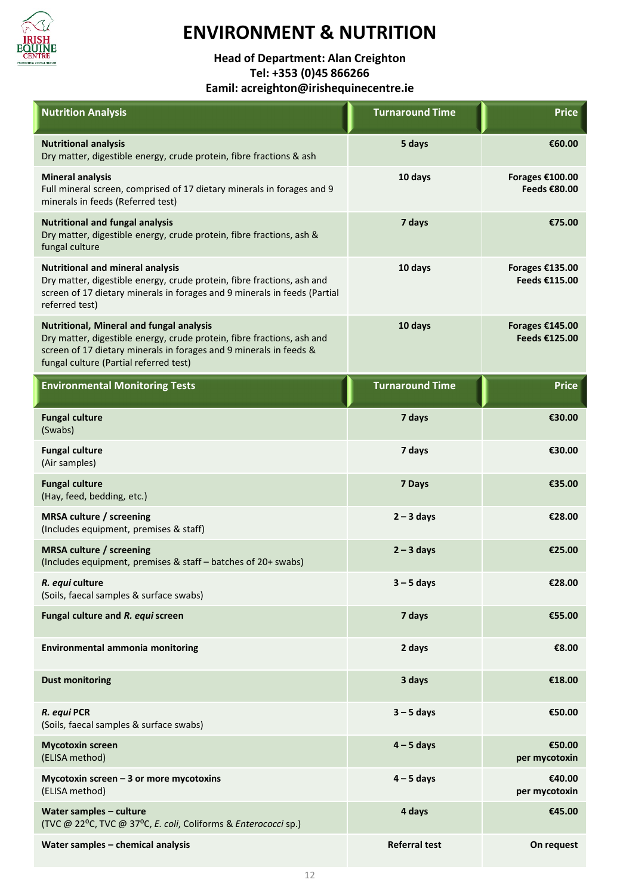# ENVIRONMENT & NUTRITION

**Head of Department: Alan Creighton**
**Tel: +353 (0)45 866266**
**Eamil: acreighton@irishequinecentre.ie**

| Nutrition Analysis | Turnaround Time | Price |
|---|---|---|
| **Nutritional analysis**<br>Dry matter, digestible energy, crude protein, fibre fractions & ash | **5 days** | **€60.00** |
| **Mineral analysis**<br>Full mineral screen, comprised of 17 dietary minerals in forages and 9 minerals in feeds (Referred test) | **10 days** | **Forages €100.00**<br>**Feeds €80.00** |
| **Nutritional and fungal analysis**<br>Dry matter, digestible energy, crude protein, fibre fractions, ash & fungal culture | **7 days** | **€75.00** |
| **Nutritional and mineral analysis**<br>Dry matter, digestible energy, crude protein, fibre fractions, ash and screen of 17 dietary minerals in forages and 9 minerals in feeds (Partial referred test) | **10 days** | **Forages €135.00**<br>**Feeds €115.00** |
| **Nutritional, Mineral and fungal analysis**<br>Dry matter, digestible energy, crude protein, fibre fractions, ash and screen of 17 dietary minerals in forages and 9 minerals in feeds & fungal culture (Partial referred test) | **10 days** | **Forages €145.00**<br>**Feeds €125.00** |

| Environmental Monitoring Tests | Turnaround Time | Price |
|---|---|---|
| **Fungal culture**<br>(Swabs) | **7 days** | **€30.00** |
| **Fungal culture**<br>(Air samples) | **7 days** | **€30.00** |
| **Fungal culture**<br>(Hay, feed, bedding, etc.) | **7 Days** | **€35.00** |
| **MRSA culture / screening**<br>(Includes equipment, premises & staff) | **2 – 3 days** | **€28.00** |
| **MRSA culture / screening**<br>(Includes equipment, premises & staff – batches of 20+ swabs) | **2 – 3 days** | **€25.00** |
| ***R. equi* culture**<br>(Soils, faecal samples & surface swabs) | **3 – 5 days** | **€28.00** |
| **Fungal culture and *R. equi* screen** | **7 days** | **€55.00** |
| **Environmental ammonia monitoring** | **2 days** | **€8.00** |
| **Dust monitoring** | **3 days** | **€18.00** |
| ***R. equi* PCR**<br>(Soils, faecal samples & surface swabs) | **3 – 5 days** | **€50.00** |
| **Mycotoxin screen**<br>(ELISA method) | **4 – 5 days** | **€50.00**<br>**per mycotoxin** |
| **Mycotoxin screen – 3 or more mycotoxins**<br>(ELISA method) | **4 – 5 days** | **€40.00**<br>**per mycotoxin** |
| **Water samples – culture**<br>(TVC @ 22$^{o}$C, TVC @ 37$^{o}$C, *E. coli*, Coliforms & *Enterococci* sp.) | **4 days** | **€45.00** |
| **Water samples – chemical analysis** | **Referral test** | **On request** |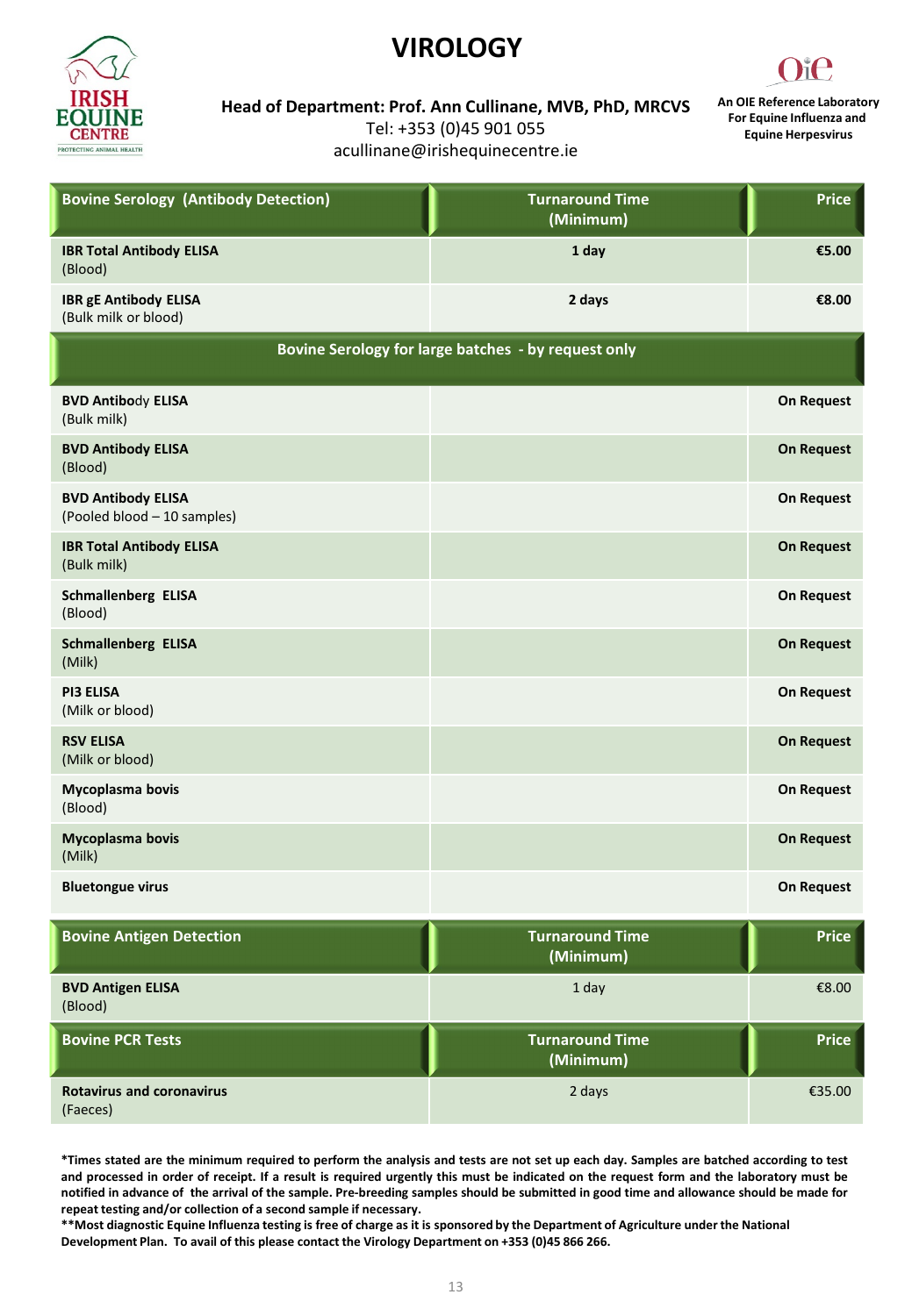# VIROLOGY

**Head of Department: Prof. Ann Cullinane, MVB, PhD, MRCVS**
Tel: +353 (0)45 901 055
acullinane@irishequinecentre.ie

**An OIE Reference Laboratory For Equine Influenza and Equine Herpesvirus**

| Bovine Serology (Antibody Detection) | Turnaround Time (Minimum) | Price |
|---|---|---|
| **IBR Total Antibody ELISA** (Blood) | **1 day** | **€5.00** |
| **IBR gE Antibody ELISA** (Bulk milk or blood) | **2 days** | **€8.00** |
| **Bovine Serology for large batches - by request only** | | |
| **BVD Antibody ELISA** (Bulk milk) | | **On Request** |
| **BVD Antibody ELISA** (Blood) | | **On Request** |
| **BVD Antibody ELISA** (Pooled blood – 10 samples) | | **On Request** |
| **IBR Total Antibody ELISA** (Bulk milk) | | **On Request** |
| **Schmallenberg ELISA** (Blood) | | **On Request** |
| **Schmallenberg ELISA** (Milk) | | **On Request** |
| **PI3 ELISA** (Milk or blood) | | **On Request** |
| **RSV ELISA** (Milk or blood) | | **On Request** |
| **Mycoplasma bovis** (Blood) | | **On Request** |
| **Mycoplasma bovis** (Milk) | | **On Request** |
| **Bluetongue virus** | | **On Request** |

| Bovine Antigen Detection | Turnaround Time (Minimum) | Price |
|---|---|---|
| **BVD Antigen ELISA** (Blood) | 1 day | €8.00 |

| Bovine PCR Tests | Turnaround Time (Minimum) | Price |
|---|---|---|
| **Rotavirus and coronavirus** (Faeces) | 2 days | €35.00 |

**\*Times stated are the minimum required to perform the analysis and tests are not set up each day. Samples are batched according to test and processed in order of receipt. If a result is required urgently this must be indicated on the request form and the laboratory must be notified in advance of the arrival of the sample. Pre-breeding samples should be submitted in good time and allowance should be made for repeat testing and/or collection of a second sample if necessary.**

**\*\*Most diagnostic Equine Influenza testing is free of charge as it is sponsored by the Department of Agriculture under the National Development Plan. To avail of this please contact the Virology Department on +353 (0)45 866 266.**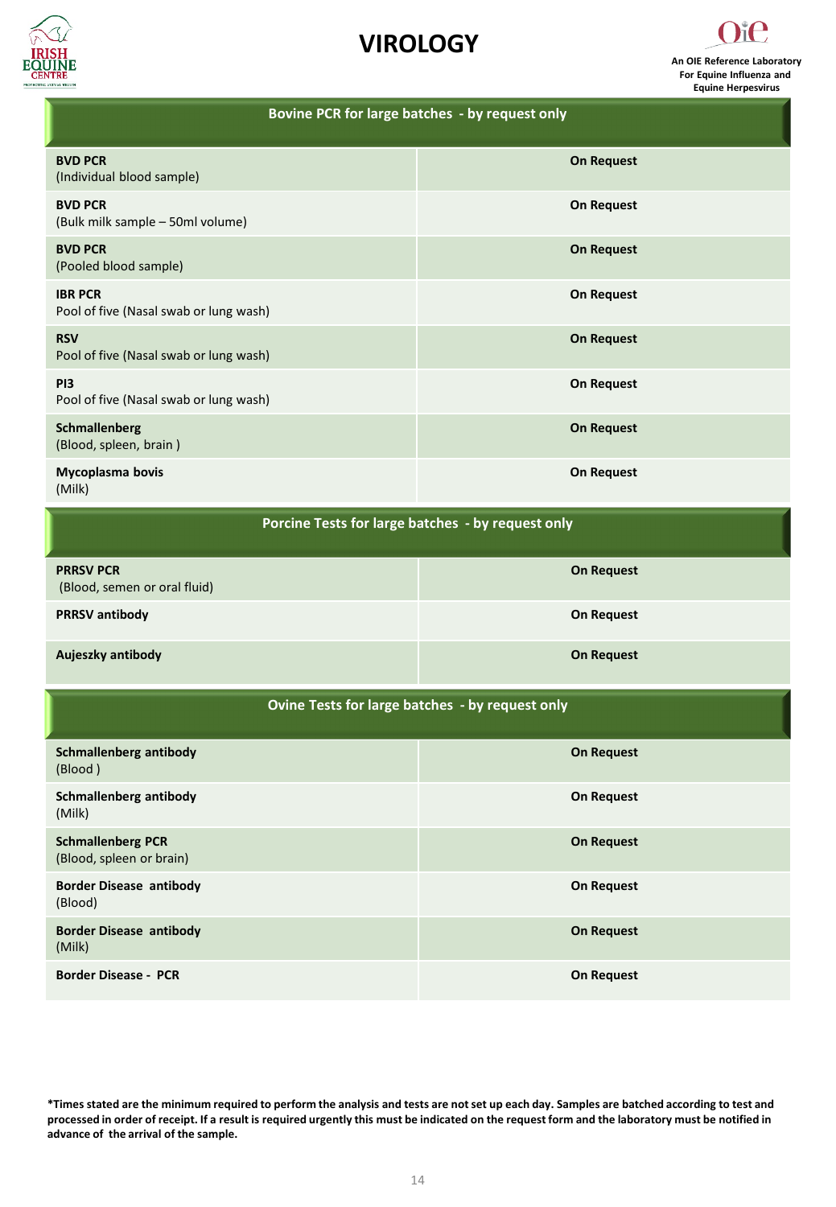# VIROLOGY

An OIE Reference Laboratory For Equine Influenza and Equine Herpesvirus

| Bovine PCR for large batches - by request only | |
|---|---|
| **BVD PCR** (Individual blood sample) | **On Request** |
| **BVD PCR** (Bulk milk sample – 50ml volume) | **On Request** |
| **BVD PCR** (Pooled blood sample) | **On Request** |
| **IBR PCR** Pool of five (Nasal swab or lung wash) | **On Request** |
| **RSV** Pool of five (Nasal swab or lung wash) | **On Request** |
| **PI3** Pool of five (Nasal swab or lung wash) | **On Request** |
| **Schmallenberg** (Blood, spleen, brain ) | **On Request** |
| **Mycoplasma bovis** (Milk) | **On Request** |

| Porcine Tests for large batches - by request only | |
|---|---|
| **PRRSV PCR** (Blood, semen or oral fluid) | **On Request** |
| **PRRSV antibody** | **On Request** |
| **Aujeszky antibody** | **On Request** |

| Ovine Tests for large batches - by request only | |
|---|---|
| **Schmallenberg antibody** (Blood ) | **On Request** |
| **Schmallenberg antibody** (Milk) | **On Request** |
| **Schmallenberg PCR** (Blood, spleen or brain) | **On Request** |
| **Border Disease antibody** (Blood) | **On Request** |
| **Border Disease antibody** (Milk) | **On Request** |
| **Border Disease - PCR** | **On Request** |

**\*Times stated are the minimum required to perform the analysis and tests are not set up each day. Samples are batched according to test and processed in order of receipt. If a result is required urgently this must be indicated on the request form and the laboratory must be notified in advance of the arrival of the sample.**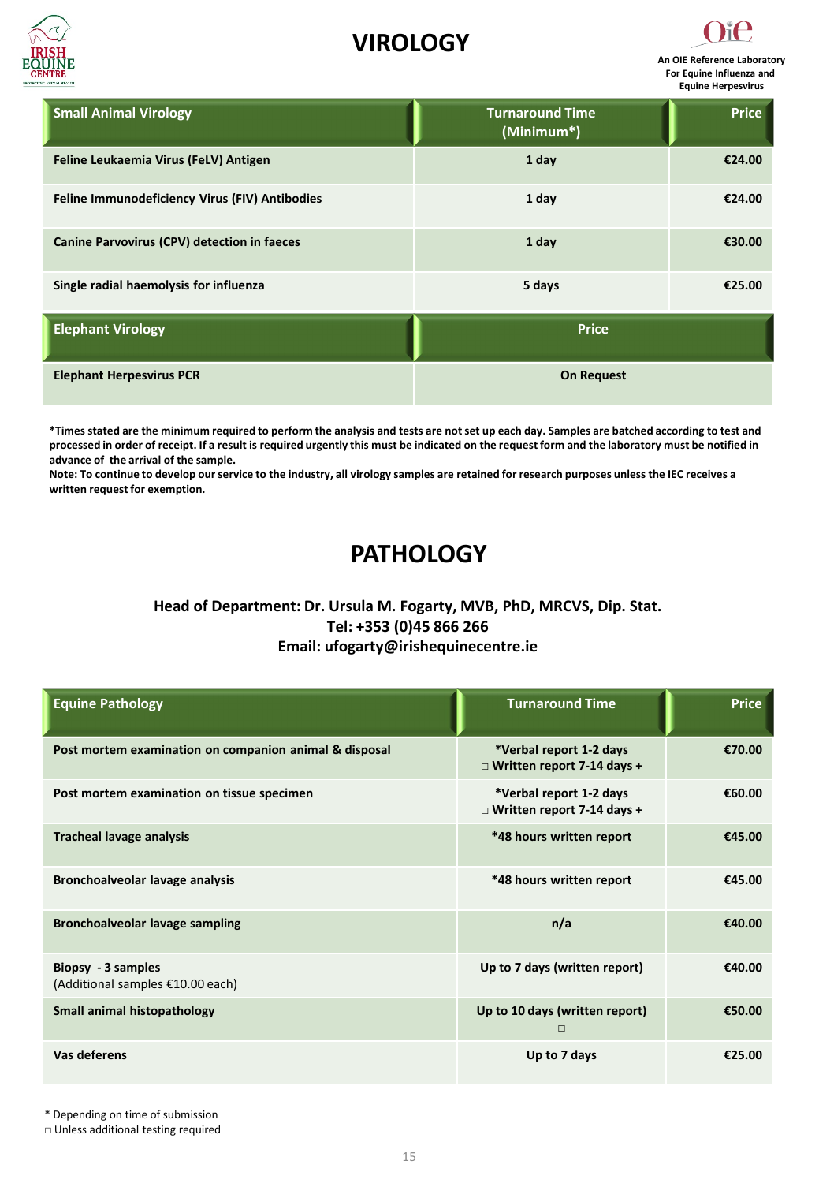# VIROLOGY

An OIE Reference Laboratory For Equine Influenza and Equine Herpesvirus

| Small Animal Virology | Turnaround Time (Minimum*) | Price |
|---|---|---|
| Feline Leukaemia Virus (FeLV) Antigen | 1 day | €24.00 |
| Feline Immunodeficiency Virus (FIV) Antibodies | 1 day | €24.00 |
| Canine Parvovirus (CPV) detection in faeces | 1 day | €30.00 |
| Single radial haemolysis for influenza | 5 days | €25.00 |

| Elephant Virology | Price |
|---|---|
| Elephant Herpesvirus PCR | On Request |

**\*Times stated are the minimum required to perform the analysis and tests are not set up each day. Samples are batched according to test and processed in order of receipt. If a result is required urgently this must be indicated on the request form and the laboratory must be notified in advance of the arrival of the sample.**

**Note: To continue to develop our service to the industry, all virology samples are retained for research purposes unless the IEC receives a written request for exemption.**

# PATHOLOGY

**Head of Department: Dr. Ursula M. Fogarty, MVB, PhD, MRCVS, Dip. Stat.**
**Tel: +353 (0)45 866 266**
**Email: ufogarty@irishequinecentre.ie**

| Equine Pathology | Turnaround Time | Price |
|---|---|---|
| Post mortem examination on companion animal & disposal | *Verbal report 1-2 days<br>□ Written report 7-14 days + | €70.00 |
| Post mortem examination on tissue specimen | *Verbal report 1-2 days<br>□ Written report 7-14 days + | €60.00 |
| Tracheal lavage analysis | *48 hours written report | €45.00 |
| Bronchoalveolar lavage analysis | *48 hours written report | €45.00 |
| Bronchoalveolar lavage sampling | n/a | €40.00 |
| Biopsy - 3 samples<br>(Additional samples €10.00 each) | Up to 7 days (written report) | €40.00 |
| Small animal histopathology | Up to 10 days (written report) □ | €50.00 |
| Vas deferens | Up to 7 days | €25.00 |

\* Depending on time of submission
□ Unless additional testing required